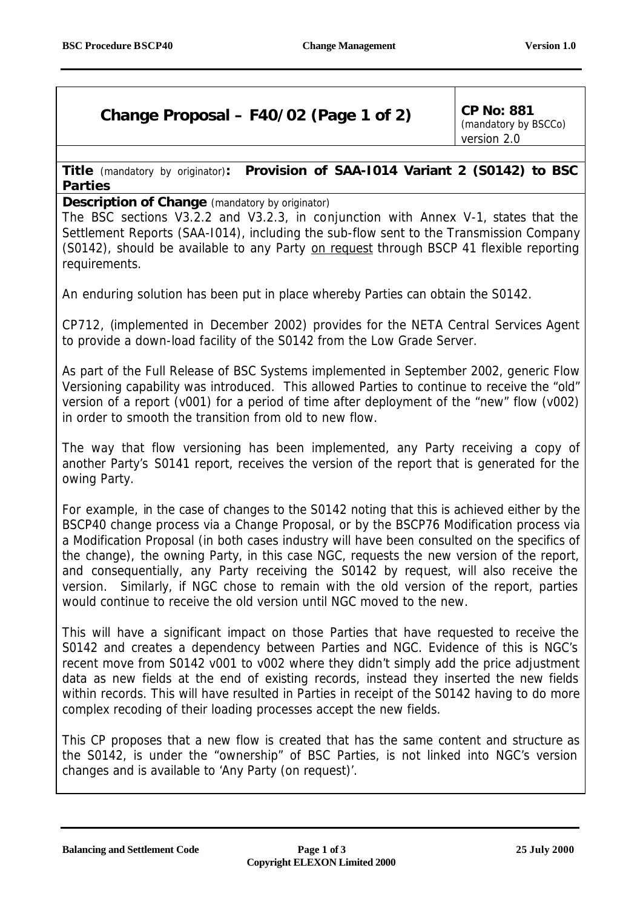| Change Proposal – F40/02 (Page 1 of 2) | CP No: 881 (mandatory by BSCCo) version 2.0 |
|---|---|

**Title** (mandatory by originator)**: Provision of SAA-I014 Variant 2 (S0142) to BSC Parties**

**Description of Change** (mandatory by originator)

The BSC sections V3.2.2 and V3.2.3, in conjunction with Annex V-1, states that the Settlement Reports (SAA-I014), including the sub-flow sent to the Transmission Company (S0142), should be available to any Party on request through BSCP 41 flexible reporting requirements.

An enduring solution has been put in place whereby Parties can obtain the S0142.

CP712, (implemented in December 2002) provides for the NETA Central Services Agent to provide a down-load facility of the S0142 from the Low Grade Server.

As part of the Full Release of BSC Systems implemented in September 2002, generic Flow Versioning capability was introduced. This allowed Parties to continue to receive the "old" version of a report (v001) for a period of time after deployment of the "new" flow (v002) in order to smooth the transition from old to new flow.

The way that flow versioning has been implemented, any Party receiving a copy of another Party's S0141 report, receives the version of the report that is generated for the owing Party.

For example, in the case of changes to the S0142 noting that this is achieved either by the BSCP40 change process via a Change Proposal, or by the BSCP76 Modification process via a Modification Proposal (in both cases industry will have been consulted on the specifics of the change), the owning Party, in this case NGC, requests the new version of the report, and consequentially, any Party receiving the S0142 by request, will also receive the version. Similarly, if NGC chose to remain with the old version of the report, parties would continue to receive the old version until NGC moved to the new.

This will have a significant impact on those Parties that have requested to receive the S0142 and creates a dependency between Parties and NGC. Evidence of this is NGC's recent move from S0142 v001 to v002 where they didn't simply add the price adjustment data as new fields at the end of existing records, instead they inserted the new fields within records. This will have resulted in Parties in receipt of the S0142 having to do more complex recoding of their loading processes accept the new fields.

This CP proposes that a new flow is created that has the same content and structure as the S0142, is under the "ownership" of BSC Parties, is not linked into NGC's version changes and is available to 'Any Party (on request)'.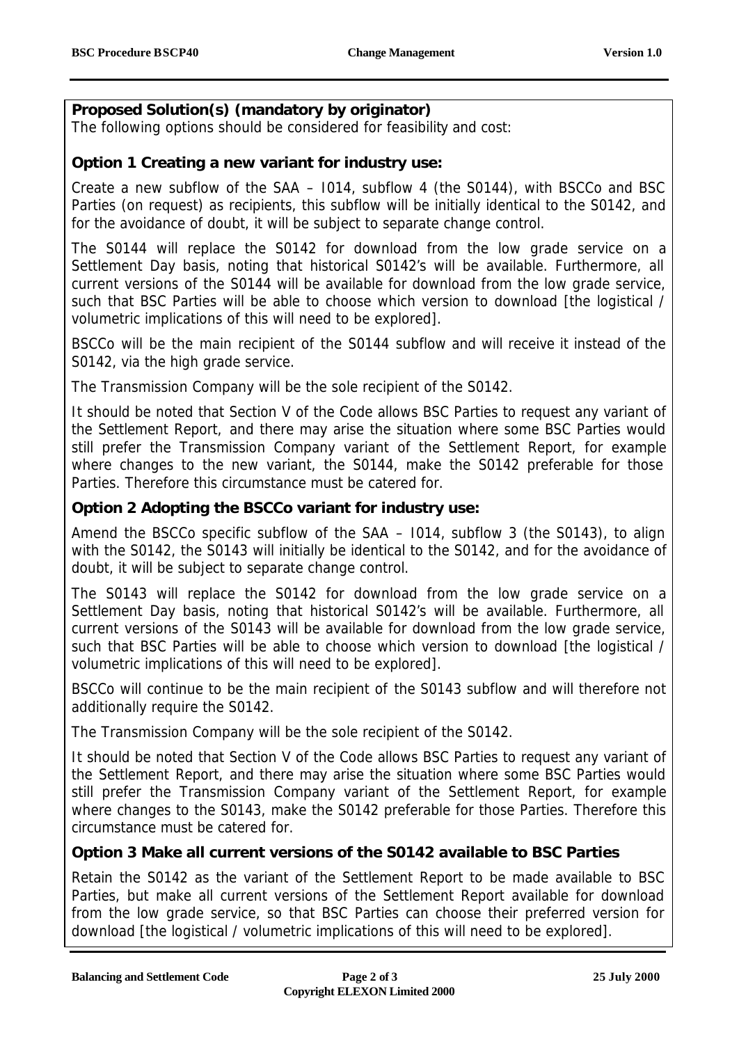**Proposed Solution(s) (mandatory by originator)**

The following options should be considered for feasibility and cost:

**Option 1 Creating a new variant for industry use:**

Create a new subflow of the SAA – I014, subflow 4 (the S0144), with BSCCo and BSC Parties (on request) as recipients, this subflow will be initially identical to the S0142, and for the avoidance of doubt, it will be subject to separate change control.

The S0144 will replace the S0142 for download from the low grade service on a Settlement Day basis, noting that historical S0142's will be available. Furthermore, all current versions of the S0144 will be available for download from the low grade service, such that BSC Parties will be able to choose which version to download [the logistical / volumetric implications of this will need to be explored].

BSCCo will be the main recipient of the S0144 subflow and will receive it instead of the S0142, via the high grade service.

The Transmission Company will be the sole recipient of the S0142.

It should be noted that Section V of the Code allows BSC Parties to request any variant of the Settlement Report, and there may arise the situation where some BSC Parties would still prefer the Transmission Company variant of the Settlement Report, for example where changes to the new variant, the S0144, make the S0142 preferable for those Parties. Therefore this circumstance must be catered for.

**Option 2 Adopting the BSCCo variant for industry use:**

Amend the BSCCo specific subflow of the SAA – I014, subflow 3 (the S0143), to align with the S0142, the S0143 will initially be identical to the S0142, and for the avoidance of doubt, it will be subject to separate change control.

The S0143 will replace the S0142 for download from the low grade service on a Settlement Day basis, noting that historical S0142's will be available. Furthermore, all current versions of the S0143 will be available for download from the low grade service, such that BSC Parties will be able to choose which version to download [the logistical / volumetric implications of this will need to be explored].

BSCCo will continue to be the main recipient of the S0143 subflow and will therefore not additionally require the S0142.

The Transmission Company will be the sole recipient of the S0142.

It should be noted that Section V of the Code allows BSC Parties to request any variant of the Settlement Report, and there may arise the situation where some BSC Parties would still prefer the Transmission Company variant of the Settlement Report, for example where changes to the S0143, make the S0142 preferable for those Parties. Therefore this circumstance must be catered for.

**Option 3 Make all current versions of the S0142 available to BSC Parties**

Retain the S0142 as the variant of the Settlement Report to be made available to BSC Parties, but make all current versions of the Settlement Report available for download from the low grade service, so that BSC Parties can choose their preferred version for download [the logistical / volumetric implications of this will need to be explored].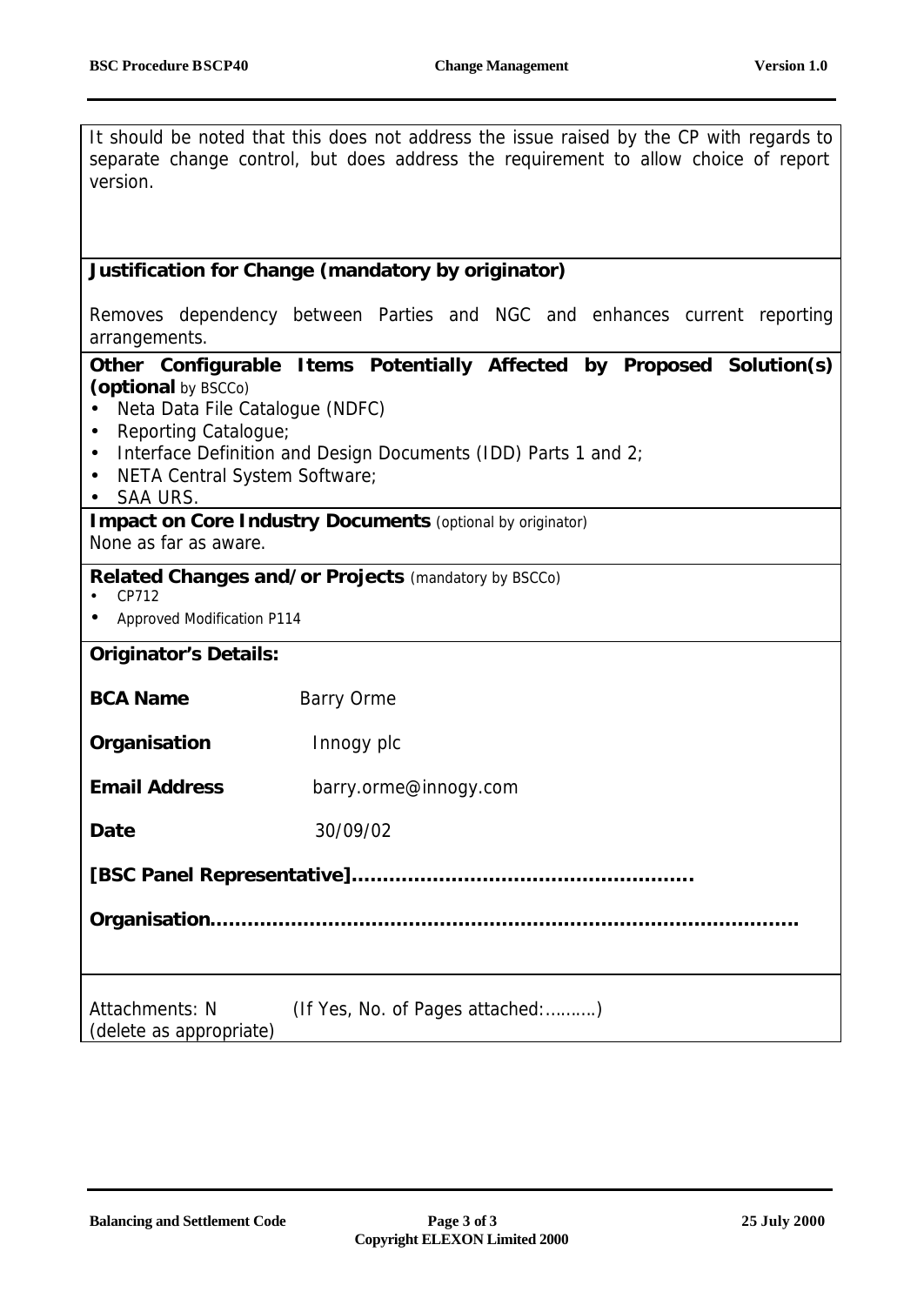It should be noted that this does not address the issue raised by the CP with regards to separate change control, but does address the requirement to allow choice of report version.

**Justification for Change (mandatory by originator)**

Removes dependency between Parties and NGC and enhances current reporting arrangements.

**Other Configurable Items Potentially Affected by Proposed Solution(s) (optional** by BSCCo)

- Neta Data File Catalogue (NDFC)
- Reporting Catalogue;
- Interface Definition and Design Documents (IDD) Parts 1 and 2;
- NETA Central System Software;
- SAA URS.

**Impact on Core Industry Documents** (optional by originator)

None as far as aware.

**Related Changes and/or Projects** (mandatory by BSCCo)

- CP712
- Approved Modification P114

**Originator's Details:**

**BCA Name** Barry Orme

**Organisation** Innogy plc

**Email Address** barry.orme@innogy.com

**Date** 30/09/02

**[BSC Panel Representative]…………………………………………….**

**Organisation…………………………………………………………………………**

Attachments: N (If Yes, No. of Pages attached:……….)
(delete as appropriate)